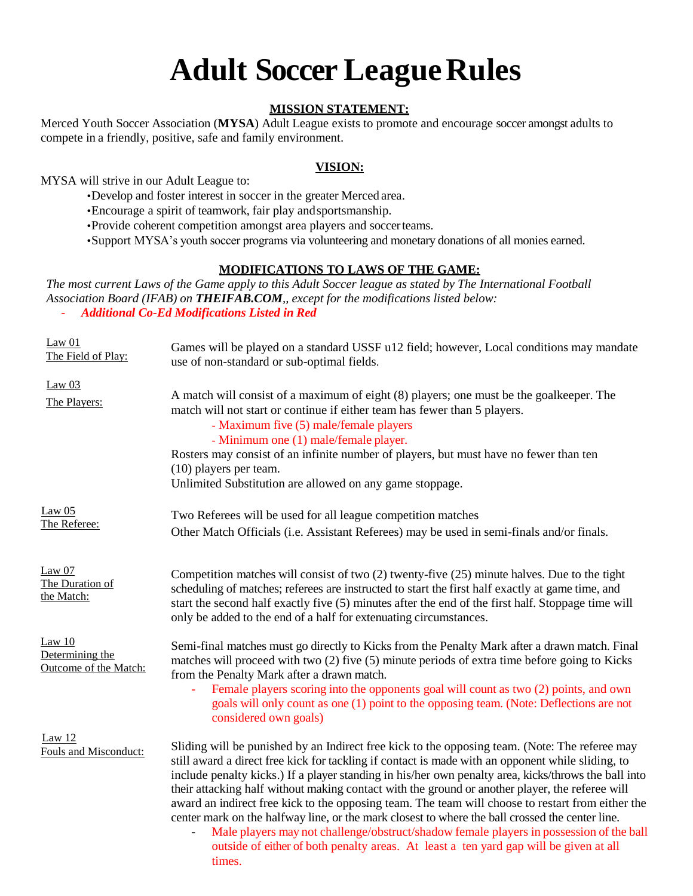# Adult Soccer League Rules

## MISSION STATEMENT:

Merced Youth Soccer Association (**MYSA**) Adult League exists to promote and encourage soccer amongst adults to compete in a friendly, positive, safe and family environment.

## VISION:

MYSA will strive in our Adult League to:

- Develop and foster interest in soccer in the greater Merced area.
- Encourage a spirit of teamwork, fair play and sportsmanship.
- Provide coherent competition amongst area players and soccer teams.
- Support MYSA's youth soccer programs via volunteering and monetary donations of all monies earned.

## MODIFICATIONS TO LAWS OF THE GAME:

*The most current Laws of the Game apply to this Adult Soccer league as stated by The International Football Association Board (IFAB) on **THEIFAB.COM**,, except for the modifications listed below:*

- ***Additional Co-Ed Modifications Listed in Red***

| | |
|---|---|
| Law 01<br>The Field of Play: | Games will be played on a standard USSF u12 field; however, Local conditions may mandate use of non-standard or sub-optimal fields. |
| Law 03<br>The Players: | A match will consist of a maximum of eight (8) players; one must be the goalkeeper. The match will not start or continue if either team has fewer than 5 players.<br>- Maximum five (5) male/female players<br>- Minimum one (1) male/female player.<br>Rosters may consist of an infinite number of players, but must have no fewer than ten (10) players per team.<br>Unlimited Substitution are allowed on any game stoppage. |
| Law 05<br>The Referee: | Two Referees will be used for all league competition matches<br>Other Match Officials (i.e. Assistant Referees) may be used in semi-finals and/or finals. |
| Law 07<br>The Duration of the Match: | Competition matches will consist of two (2) twenty-five (25) minute halves. Due to the tight scheduling of matches; referees are instructed to start the first half exactly at game time, and start the second half exactly five (5) minutes after the end of the first half. Stoppage time will only be added to the end of a half for extenuating circumstances. |
| Law 10<br>Determining the Outcome of the Match: | Semi-final matches must go directly to Kicks from the Penalty Mark after a drawn match. Final matches will proceed with two (2) five (5) minute periods of extra time before going to Kicks from the Penalty Mark after a drawn match.<br>- Female players scoring into the opponents goal will count as two (2) points, and own goals will only count as one (1) point to the opposing team. (Note: Deflections are not considered own goals) |
| Law 12<br>Fouls and Misconduct: | Sliding will be punished by an Indirect free kick to the opposing team. (Note: The referee may still award a direct free kick for tackling if contact is made with an opponent while sliding, to include penalty kicks.) If a player standing in his/her own penalty area, kicks/throws the ball into their attacking half without making contact with the ground or another player, the referee will award an indirect free kick to the opposing team. The team will choose to restart from either the center mark on the halfway line, or the mark closest to where the ball crossed the center line.<br>- Male players may not challenge/obstruct/shadow female players in possession of the ball outside of either of both penalty areas. At least a ten yard gap will be given at all times. |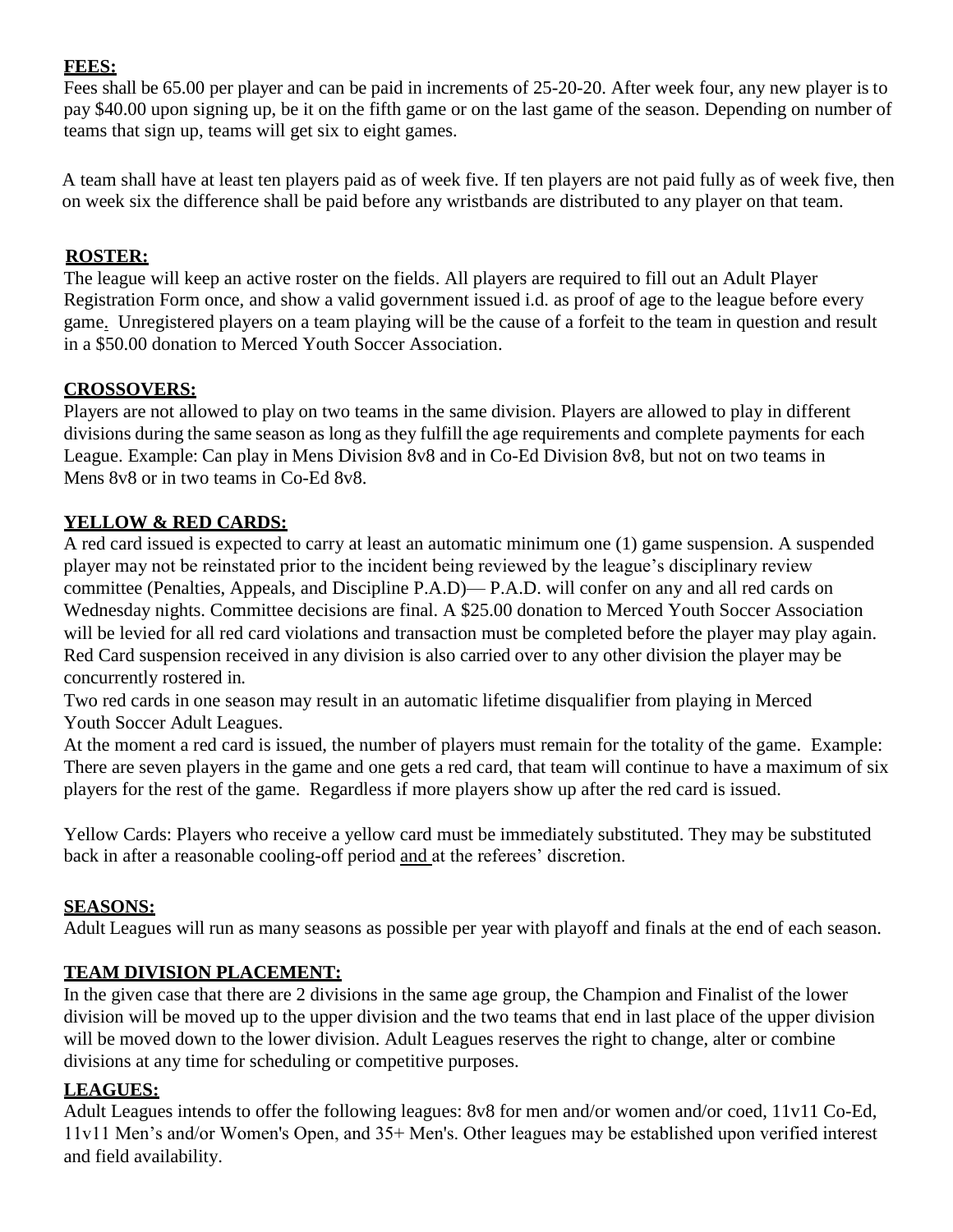## **FEES:**

Fees shall be 65.00 per player and can be paid in increments of 25-20-20. After week four, any new player is to pay $40.00 upon signing up, be it on the fifth game or on the last game of the season. Depending on number of teams that sign up, teams will get six to eight games.

A team shall have at least ten players paid as of week five. If ten players are not paid fully as of week five, then on week six the difference shall be paid before any wristbands are distributed to any player on that team.

## **ROSTER:**

The league will keep an active roster on the fields. All players are required to fill out an Adult Player Registration Form once, and show a valid government issued i.d. as proof of age to the league before every game. Unregistered players on a team playing will be the cause of a forfeit to the team in question and result in a $50.00 donation to Merced Youth Soccer Association.

## **CROSSOVERS:**

Players are not allowed to play on two teams in the same division. Players are allowed to play in different divisions during the same season as long as they fulfill the age requirements and complete payments for each League. Example: Can play in Mens Division 8v8 and in Co-Ed Division 8v8, but not on two teams in Mens 8v8 or in two teams in Co-Ed 8v8.

## **YELLOW & RED CARDS:**

A red card issued is expected to carry at least an automatic minimum one (1) game suspension. A suspended player may not be reinstated prior to the incident being reviewed by the league's disciplinary review committee (Penalties, Appeals, and Discipline P.A.D)— P.A.D. will confer on any and all red cards on Wednesday nights. Committee decisions are final. A $25.00 donation to Merced Youth Soccer Association will be levied for all red card violations and transaction must be completed before the player may play again. Red Card suspension received in any division is also carried over to any other division the player may be concurrently rostered in.

Two red cards in one season may result in an automatic lifetime disqualifier from playing in Merced Youth Soccer Adult Leagues.

At the moment a red card is issued, the number of players must remain for the totality of the game. Example: There are seven players in the game and one gets a red card, that team will continue to have a maximum of six players for the rest of the game. Regardless if more players show up after the red card is issued.

Yellow Cards: Players who receive a yellow card must be immediately substituted. They may be substituted back in after a reasonable cooling-off period and at the referees' discretion.

## **SEASONS:**

Adult Leagues will run as many seasons as possible per year with playoff and finals at the end of each season.

## **TEAM DIVISION PLACEMENT:**

In the given case that there are 2 divisions in the same age group, the Champion and Finalist of the lower division will be moved up to the upper division and the two teams that end in last place of the upper division will be moved down to the lower division. Adult Leagues reserves the right to change, alter or combine divisions at any time for scheduling or competitive purposes.

## **LEAGUES:**

Adult Leagues intends to offer the following leagues: 8v8 for men and/or women and/or coed, 11v11 Co-Ed, 11v11 Men's and/or Women's Open, and 35+ Men's. Other leagues may be established upon verified interest and field availability.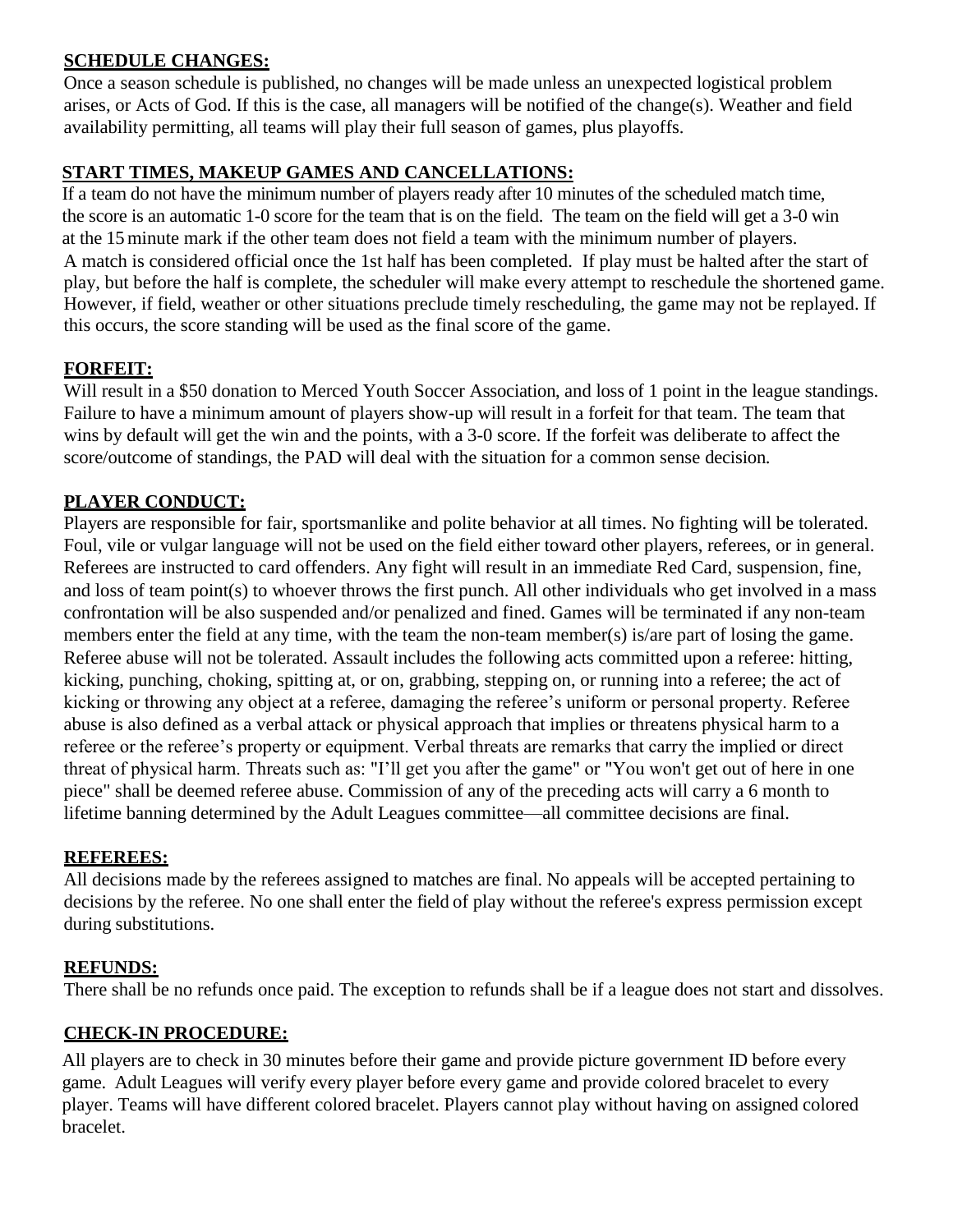## **SCHEDULE CHANGES:**

Once a season schedule is published, no changes will be made unless an unexpected logistical problem arises, or Acts of God. If this is the case, all managers will be notified of the change(s). Weather and field availability permitting, all teams will play their full season of games, plus playoffs.

## **START TIMES, MAKEUP GAMES AND CANCELLATIONS:**

If a team do not have the minimum number of players ready after 10 minutes of the scheduled match time, the score is an automatic 1-0 score for the team that is on the field. The team on the field will get a 3-0 win at the 15 minute mark if the other team does not field a team with the minimum number of players. A match is considered official once the 1st half has been completed. If play must be halted after the start of play, but before the half is complete, the scheduler will make every attempt to reschedule the shortened game. However, if field, weather or other situations preclude timely rescheduling, the game may not be replayed. If this occurs, the score standing will be used as the final score of the game.

## **FORFEIT:**

Will result in a $50 donation to Merced Youth Soccer Association, and loss of 1 point in the league standings. Failure to have a minimum amount of players show-up will result in a forfeit for that team. The team that wins by default will get the win and the points, with a 3-0 score. If the forfeit was deliberate to affect the score/outcome of standings, the PAD will deal with the situation for a common sense decision.

## **PLAYER CONDUCT:**

Players are responsible for fair, sportsmanlike and polite behavior at all times. No fighting will be tolerated. Foul, vile or vulgar language will not be used on the field either toward other players, referees, or in general. Referees are instructed to card offenders. Any fight will result in an immediate Red Card, suspension, fine, and loss of team point(s) to whoever throws the first punch. All other individuals who get involved in a mass confrontation will be also suspended and/or penalized and fined. Games will be terminated if any non-team members enter the field at any time, with the team the non-team member(s) is/are part of losing the game. Referee abuse will not be tolerated. Assault includes the following acts committed upon a referee: hitting, kicking, punching, choking, spitting at, or on, grabbing, stepping on, or running into a referee; the act of kicking or throwing any object at a referee, damaging the referee's uniform or personal property. Referee abuse is also defined as a verbal attack or physical approach that implies or threatens physical harm to a referee or the referee's property or equipment. Verbal threats are remarks that carry the implied or direct threat of physical harm. Threats such as: "I'll get you after the game" or "You won't get out of here in one piece" shall be deemed referee abuse. Commission of any of the preceding acts will carry a 6 month to lifetime banning determined by the Adult Leagues committee—all committee decisions are final.

## **REFEREES:**

All decisions made by the referees assigned to matches are final. No appeals will be accepted pertaining to decisions by the referee. No one shall enter the field of play without the referee's express permission except during substitutions.

## **REFUNDS:**

There shall be no refunds once paid. The exception to refunds shall be if a league does not start and dissolves.

## **CHECK-IN PROCEDURE:**

All players are to check in 30 minutes before their game and provide picture government ID before every game. Adult Leagues will verify every player before every game and provide colored bracelet to every player. Teams will have different colored bracelet. Players cannot play without having on assigned colored bracelet.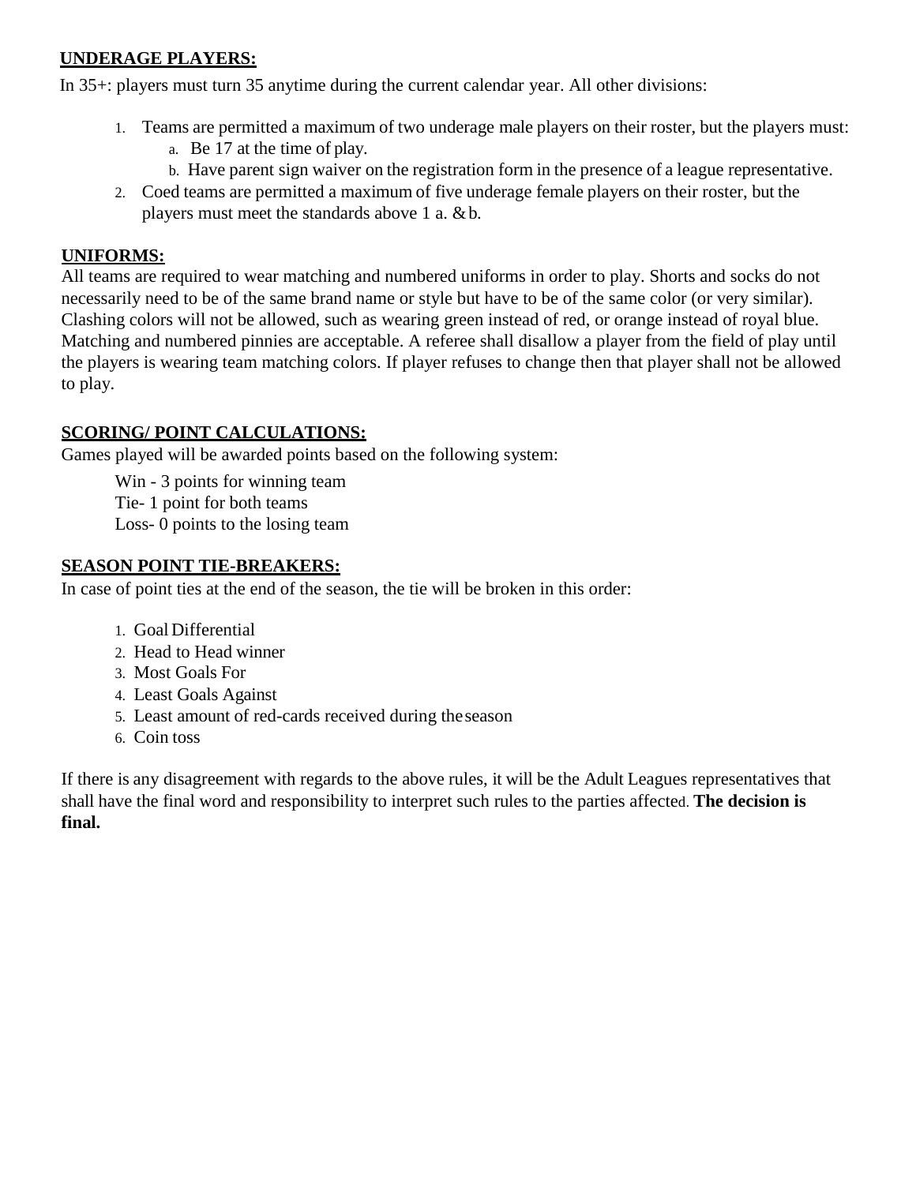**UNDERAGE PLAYERS:**

In 35+: players must turn 35 anytime during the current calendar year. All other divisions:

1. Teams are permitted a maximum of two underage male players on their roster, but the players must:
   a. Be 17 at the time of play.
   b. Have parent sign waiver on the registration form in the presence of a league representative.
2. Coed teams are permitted a maximum of five underage female players on their roster, but the players must meet the standards above 1 a. & b.

**UNIFORMS:**

All teams are required to wear matching and numbered uniforms in order to play. Shorts and socks do not necessarily need to be of the same brand name or style but have to be of the same color (or very similar). Clashing colors will not be allowed, such as wearing green instead of red, or orange instead of royal blue. Matching and numbered pinnies are acceptable. A referee shall disallow a player from the field of play until the players is wearing team matching colors. If player refuses to change then that player shall not be allowed to play.

**SCORING/ POINT CALCULATIONS:**

Games played will be awarded points based on the following system:

Win - 3 points for winning team
Tie- 1 point for both teams
Loss- 0 points to the losing team

**SEASON POINT TIE-BREAKERS:**

In case of point ties at the end of the season, the tie will be broken in this order:

1. Goal Differential
2. Head to Head winner
3. Most Goals For
4. Least Goals Against
5. Least amount of red-cards received during the season
6. Coin toss

If there is any disagreement with regards to the above rules, it will be the Adult Leagues representatives that shall have the final word and responsibility to interpret such rules to the parties affected. **The decision is final.**